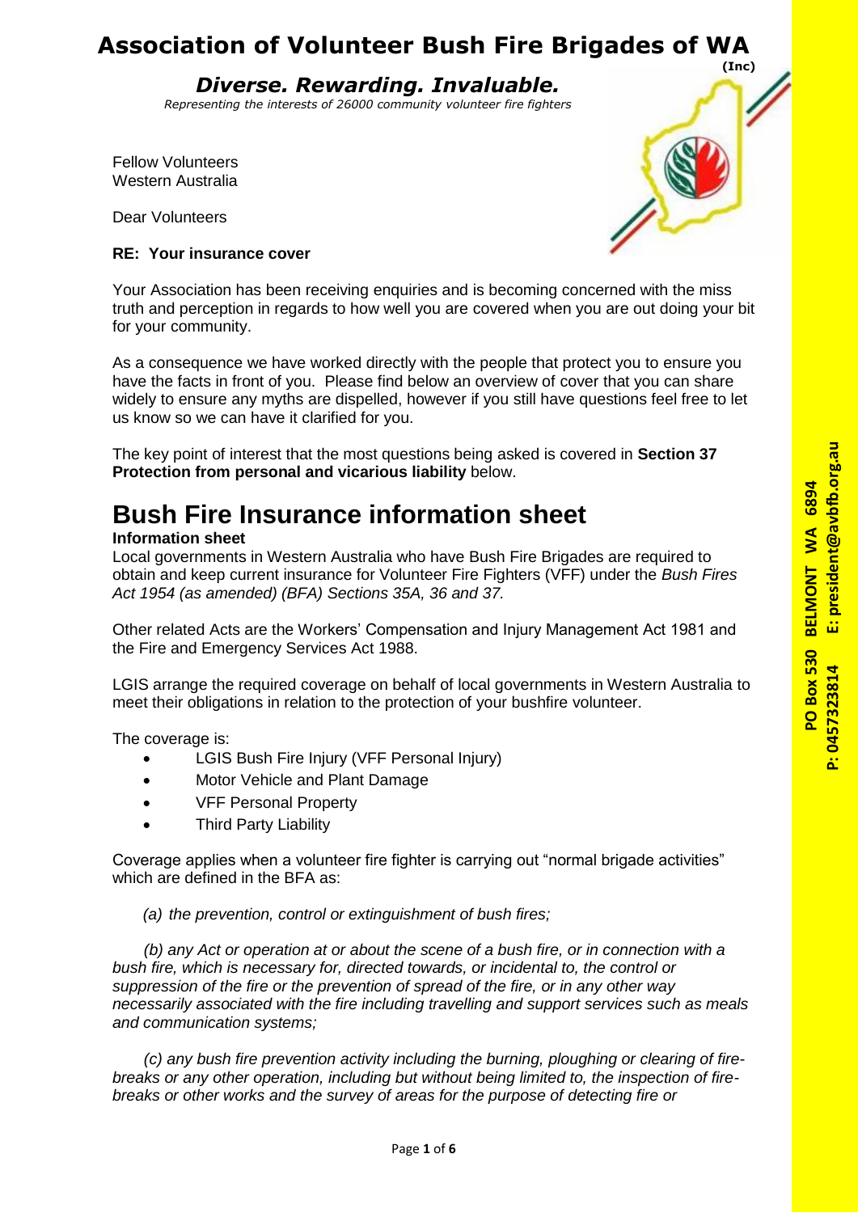# Association of Volunteer Bush Fire Brigades of WA

**(Inc)**

***Diverse. Rewarding. Invaluable.***

*Representing the interests of 26000 community volunteer fire fighters*

**PO Box 530 BELMONT WA 6894**
**P: 0457323814 E: president@avbfb.org.au**

Fellow Volunteers
Western Australia

Dear Volunteers

**RE: Your insurance cover**

Your Association has been receiving enquiries and is becoming concerned with the miss truth and perception in regards to how well you are covered when you are out doing your bit for your community.

As a consequence we have worked directly with the people that protect you to ensure you have the facts in front of you. Please find below an overview of cover that you can share widely to ensure any myths are dispelled, however if you still have questions feel free to let us know so we can have it clarified for you.

The key point of interest that the most questions being asked is covered in **Section 37 Protection from personal and vicarious liability** below.

# Bush Fire Insurance information sheet

**Information sheet**

Local governments in Western Australia who have Bush Fire Brigades are required to obtain and keep current insurance for Volunteer Fire Fighters (VFF) under the *Bush Fires Act 1954 (as amended) (BFA) Sections 35A, 36 and 37.*

Other related Acts are the Workers' Compensation and Injury Management Act 1981 and the Fire and Emergency Services Act 1988.

LGIS arrange the required coverage on behalf of local governments in Western Australia to meet their obligations in relation to the protection of your bushfire volunteer.

The coverage is:

- LGIS Bush Fire Injury (VFF Personal Injury)
- Motor Vehicle and Plant Damage
- VFF Personal Property
- Third Party Liability

Coverage applies when a volunteer fire fighter is carrying out "normal brigade activities" which are defined in the BFA as:

*(a) the prevention, control or extinguishment of bush fires;*

*(b) any Act or operation at or about the scene of a bush fire, or in connection with a bush fire, which is necessary for, directed towards, or incidental to, the control or suppression of the fire or the prevention of spread of the fire, or in any other way necessarily associated with the fire including travelling and support services such as meals and communication systems;*

*(c) any bush fire prevention activity including the burning, ploughing or clearing of fire-breaks or any other operation, including but without being limited to, the inspection of fire-breaks or other works and the survey of areas for the purpose of detecting fire or*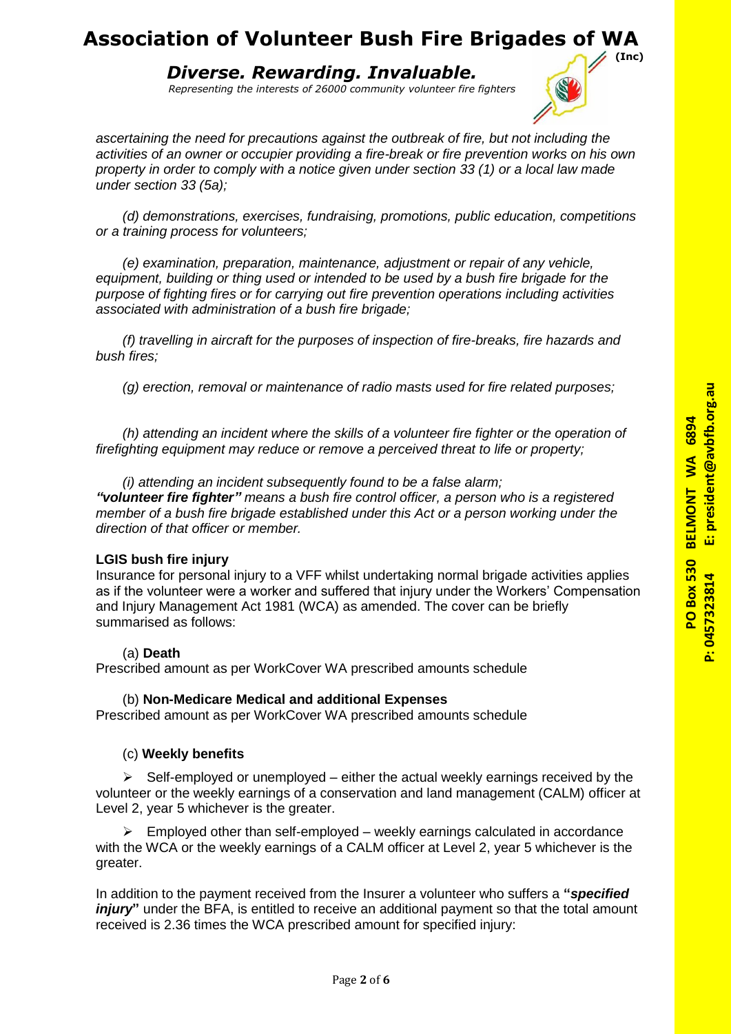*ascertaining the need for precautions against the outbreak of fire, but not including the activities of an owner or occupier providing a fire-break or fire prevention works on his own property in order to comply with a notice given under section 33 (1) or a local law made under section 33 (5a);*

*(d) demonstrations, exercises, fundraising, promotions, public education, competitions or a training process for volunteers;*

*(e) examination, preparation, maintenance, adjustment or repair of any vehicle, equipment, building or thing used or intended to be used by a bush fire brigade for the purpose of fighting fires or for carrying out fire prevention operations including activities associated with administration of a bush fire brigade;*

*(f) travelling in aircraft for the purposes of inspection of fire-breaks, fire hazards and bush fires;*

*(g) erection, removal or maintenance of radio masts used for fire related purposes;*

*(h) attending an incident where the skills of a volunteer fire fighter or the operation of firefighting equipment may reduce or remove a perceived threat to life or property;*

*(i) attending an incident subsequently found to be a false alarm;*

***"volunteer fire fighter"*** *means a bush fire control officer, a person who is a registered member of a bush fire brigade established under this Act or a person working under the direction of that officer or member.*

**LGIS bush fire injury**

Insurance for personal injury to a VFF whilst undertaking normal brigade activities applies as if the volunteer were a worker and suffered that injury under the Workers' Compensation and Injury Management Act 1981 (WCA) as amended. The cover can be briefly summarised as follows:

(a) **Death**

Prescribed amount as per WorkCover WA prescribed amounts schedule

(b) **Non-Medicare Medical and additional Expenses**

Prescribed amount as per WorkCover WA prescribed amounts schedule

(c) **Weekly benefits**

- Self-employed or unemployed – either the actual weekly earnings received by the volunteer or the weekly earnings of a conservation and land management (CALM) officer at Level 2, year 5 whichever is the greater.
- Employed other than self-employed – weekly earnings calculated in accordance with the WCA or the weekly earnings of a CALM officer at Level 2, year 5 whichever is the greater.

In addition to the payment received from the Insurer a volunteer who suffers a **"*specified injury*"** under the BFA, is entitled to receive an additional payment so that the total amount received is 2.36 times the WCA prescribed amount for specified injury: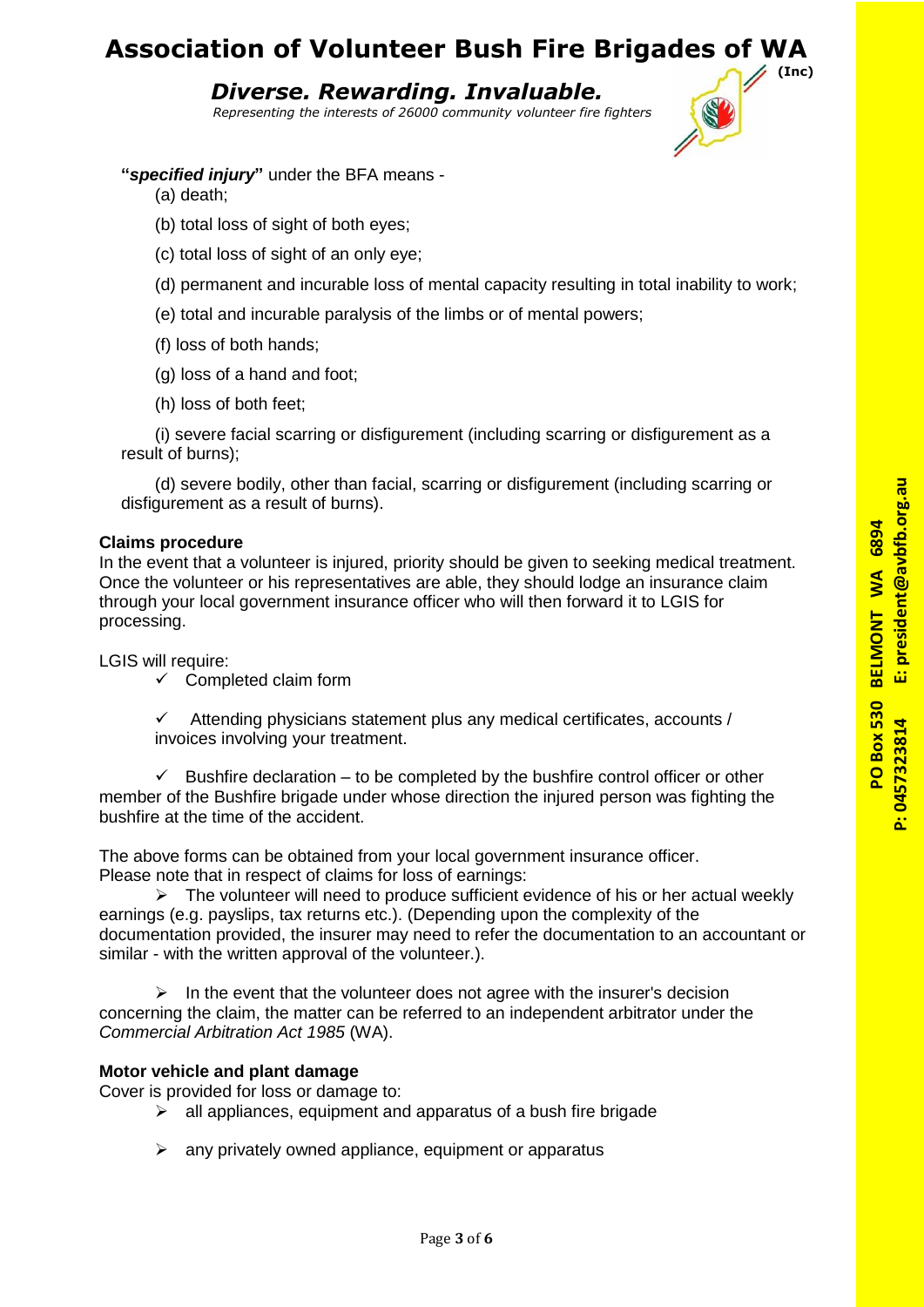**"*specified injury*"** under the BFA means -

(a) death;

(b) total loss of sight of both eyes;

(c) total loss of sight of an only eye;

(d) permanent and incurable loss of mental capacity resulting in total inability to work;

(e) total and incurable paralysis of the limbs or of mental powers;

(f) loss of both hands;

(g) loss of a hand and foot;

(h) loss of both feet;

(i) severe facial scarring or disfigurement (including scarring or disfigurement as a result of burns);

(d) severe bodily, other than facial, scarring or disfigurement (including scarring or disfigurement as a result of burns).

**Claims procedure**

In the event that a volunteer is injured, priority should be given to seeking medical treatment. Once the volunteer or his representatives are able, they should lodge an insurance claim through your local government insurance officer who will then forward it to LGIS for processing.

LGIS will require:

- ✓ Completed claim form
- ✓ Attending physicians statement plus any medical certificates, accounts / invoices involving your treatment.
- ✓ Bushfire declaration – to be completed by the bushfire control officer or other member of the Bushfire brigade under whose direction the injured person was fighting the bushfire at the time of the accident.

The above forms can be obtained from your local government insurance officer.
Please note that in respect of claims for loss of earnings:

- ➢ The volunteer will need to produce sufficient evidence of his or her actual weekly earnings (e.g. payslips, tax returns etc.). (Depending upon the complexity of the documentation provided, the insurer may need to refer the documentation to an accountant or similar - with the written approval of the volunteer.).
- ➢ In the event that the volunteer does not agree with the insurer's decision concerning the claim, the matter can be referred to an independent arbitrator under the *Commercial Arbitration Act 1985* (WA).

**Motor vehicle and plant damage**

Cover is provided for loss or damage to:

- ➢ all appliances, equipment and apparatus of a bush fire brigade
- ➢ any privately owned appliance, equipment or apparatus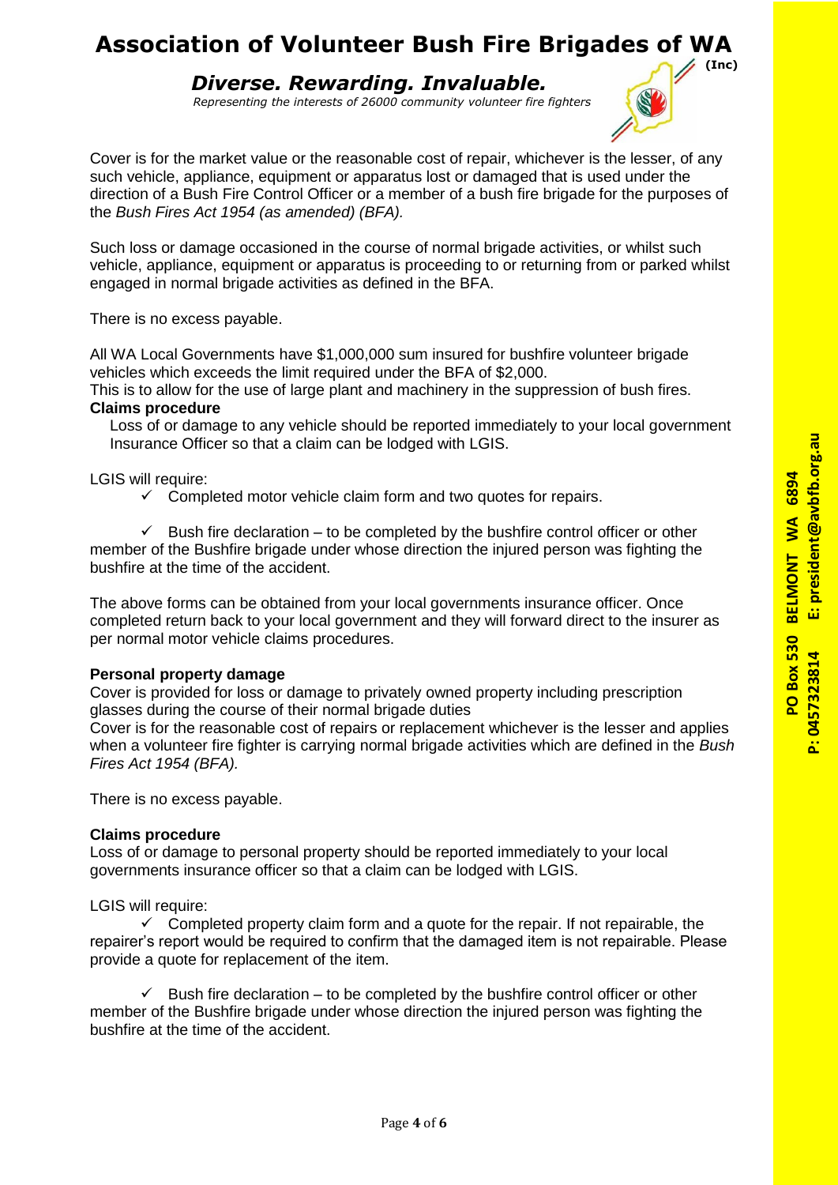Cover is for the market value or the reasonable cost of repair, whichever is the lesser, of any such vehicle, appliance, equipment or apparatus lost or damaged that is used under the direction of a Bush Fire Control Officer or a member of a bush fire brigade for the purposes of the *Bush Fires Act 1954 (as amended) (BFA).*

Such loss or damage occasioned in the course of normal brigade activities, or whilst such vehicle, appliance, equipment or apparatus is proceeding to or returning from or parked whilst engaged in normal brigade activities as defined in the BFA.

There is no excess payable.

All WA Local Governments have $1,000,000 sum insured for bushfire volunteer brigade vehicles which exceeds the limit required under the BFA of $2,000.
This is to allow for the use of large plant and machinery in the suppression of bush fires.

**Claims procedure**

Loss of or damage to any vehicle should be reported immediately to your local government Insurance Officer so that a claim can be lodged with LGIS.

LGIS will require:

- ✓ Completed motor vehicle claim form and two quotes for repairs.
- ✓ Bush fire declaration – to be completed by the bushfire control officer or other member of the Bushfire brigade under whose direction the injured person was fighting the bushfire at the time of the accident.

The above forms can be obtained from your local governments insurance officer. Once completed return back to your local government and they will forward direct to the insurer as per normal motor vehicle claims procedures.

**Personal property damage**

Cover is provided for loss or damage to privately owned property including prescription glasses during the course of their normal brigade duties
Cover is for the reasonable cost of repairs or replacement whichever is the lesser and applies when a volunteer fire fighter is carrying normal brigade activities which are defined in the *Bush Fires Act 1954 (BFA).*

There is no excess payable.

**Claims procedure**

Loss of or damage to personal property should be reported immediately to your local governments insurance officer so that a claim can be lodged with LGIS.

LGIS will require:

- ✓ Completed property claim form and a quote for the repair. If not repairable, the repairer's report would be required to confirm that the damaged item is not repairable. Please provide a quote for replacement of the item.
- ✓ Bush fire declaration – to be completed by the bushfire control officer or other member of the Bushfire brigade under whose direction the injured person was fighting the bushfire at the time of the accident.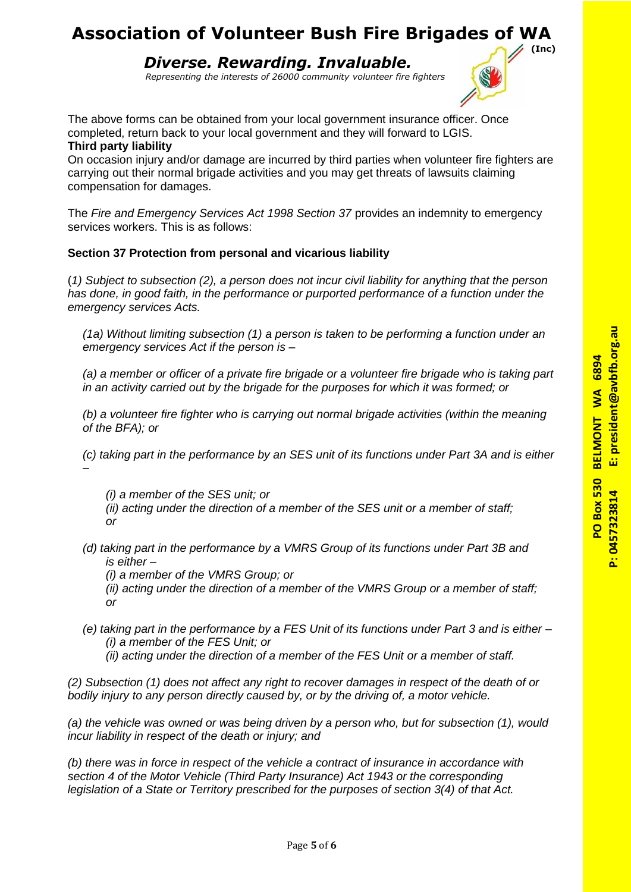The above forms can be obtained from your local government insurance officer. Once completed, return back to your local government and they will forward to LGIS.

**Third party liability**

On occasion injury and/or damage are incurred by third parties when volunteer fire fighters are carrying out their normal brigade activities and you may get threats of lawsuits claiming compensation for damages.

The *Fire and Emergency Services Act 1998 Section 37* provides an indemnity to emergency services workers. This is as follows:

**Section 37 Protection from personal and vicarious liability**

(*1) Subject to subsection (2), a person does not incur civil liability for anything that the person has done, in good faith, in the performance or purported performance of a function under the emergency services Acts.*

*(1a) Without limiting subsection (1) a person is taken to be performing a function under an emergency services Act if the person is –*

*(a) a member or officer of a private fire brigade or a volunteer fire brigade who is taking part in an activity carried out by the brigade for the purposes for which it was formed; or*

*(b) a volunteer fire fighter who is carrying out normal brigade activities (within the meaning of the BFA); or*

*(c) taking part in the performance by an SES unit of its functions under Part 3A and is either –*

*(i) a member of the SES unit; or*
*(ii) acting under the direction of a member of the SES unit or a member of staff; or*

*(d) taking part in the performance by a VMRS Group of its functions under Part 3B and is either –*
*(i) a member of the VMRS Group; or*
*(ii) acting under the direction of a member of the VMRS Group or a member of staff; or*

*(e) taking part in the performance by a FES Unit of its functions under Part 3 and is either –*
*(i) a member of the FES Unit; or*
*(ii) acting under the direction of a member of the FES Unit or a member of staff.*

*(2) Subsection (1) does not affect any right to recover damages in respect of the death of or bodily injury to any person directly caused by, or by the driving of, a motor vehicle.*

*(a) the vehicle was owned or was being driven by a person who, but for subsection (1), would incur liability in respect of the death or injury; and*

*(b) there was in force in respect of the vehicle a contract of insurance in accordance with section 4 of the Motor Vehicle (Third Party Insurance) Act 1943 or the corresponding legislation of a State or Territory prescribed for the purposes of section 3(4) of that Act.*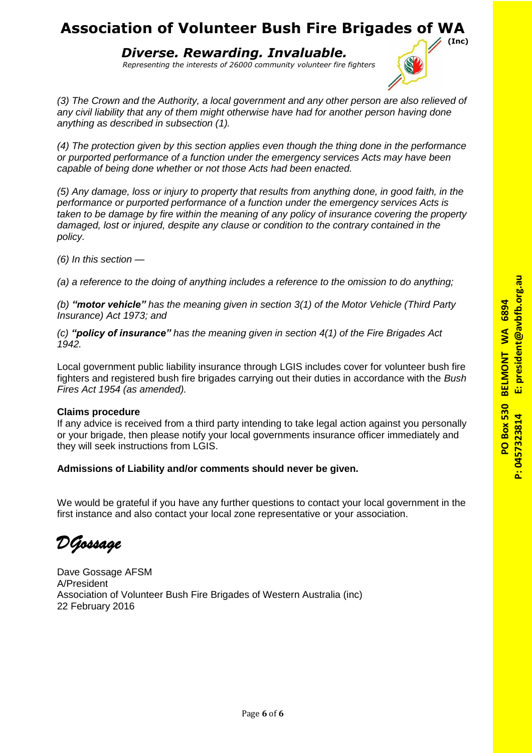*(3) The Crown and the Authority, a local government and any other person are also relieved of any civil liability that any of them might otherwise have had for another person having done anything as described in subsection (1).*

*(4) The protection given by this section applies even though the thing done in the performance or purported performance of a function under the emergency services Acts may have been capable of being done whether or not those Acts had been enacted.*

*(5) Any damage, loss or injury to property that results from anything done, in good faith, in the performance or purported performance of a function under the emergency services Acts is taken to be damage by fire within the meaning of any policy of insurance covering the property damaged, lost or injured, despite any clause or condition to the contrary contained in the policy.*

*(6) In this section —*

*(a) a reference to the doing of anything includes a reference to the omission to do anything;*

*(b)* ***"motor vehicle"*** *has the meaning given in section 3(1) of the Motor Vehicle (Third Party Insurance) Act 1973; and*

*(c)* ***"policy of insurance"*** *has the meaning given in section 4(1) of the Fire Brigades Act 1942.*

Local government public liability insurance through LGIS includes cover for volunteer bush fire fighters and registered bush fire brigades carrying out their duties in accordance with the *Bush Fires Act 1954 (as amended).*

**Claims procedure**
If any advice is received from a third party intending to take legal action against you personally or your brigade, then please notify your local governments insurance officer immediately and they will seek instructions from LGIS.

**Admissions of Liability and/or comments should never be given.**

We would be grateful if you have any further questions to contact your local government in the first instance and also contact your local zone representative or your association.

*DGossage*

Dave Gossage AFSM
A/President
Association of Volunteer Bush Fire Brigades of Western Australia (inc)
22 February 2016